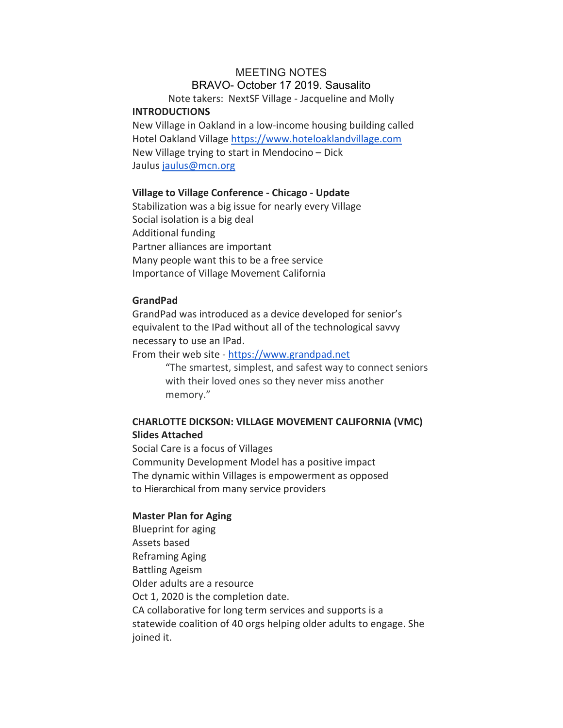# MEETING NOTES

## BRAVO- October 17 2019. Sausalito

Note takers: NextSF Village - Jacqueline and Molly

**INTRODUCTIONS**

New Village in Oakland in a low-income housing building called Hotel Oakland Village https://www.hoteloaklandvillage.com
New Village trying to start in Mendocino – Dick Jaulus jaulus@mcn.org

**Village to Village Conference - Chicago - Update**

Stabilization was a big issue for nearly every Village
Social isolation is a big deal
Additional funding
Partner alliances are important
Many people want this to be a free service
Importance of Village Movement California

**GrandPad**

GrandPad was introduced as a device developed for senior's equivalent to the IPad without all of the technological savvy necessary to use an IPad.
From their web site - https://www.grandpad.net

> "The smartest, simplest, and safest way to connect seniors with their loved ones so they never miss another memory."

**CHARLOTTE DICKSON: VILLAGE MOVEMENT CALIFORNIA (VMC) Slides Attached**

Social Care is a focus of Villages
Community Development Model has a positive impact
The dynamic within Villages is empowerment as opposed to Hierarchical from many service providers

**Master Plan for Aging**

Blueprint for aging
Assets based
Reframing Aging
Battling Ageism
Older adults are a resource
Oct 1, 2020 is the completion date.
CA collaborative for long term services and supports is a statewide coalition of 40 orgs helping older adults to engage. She joined it.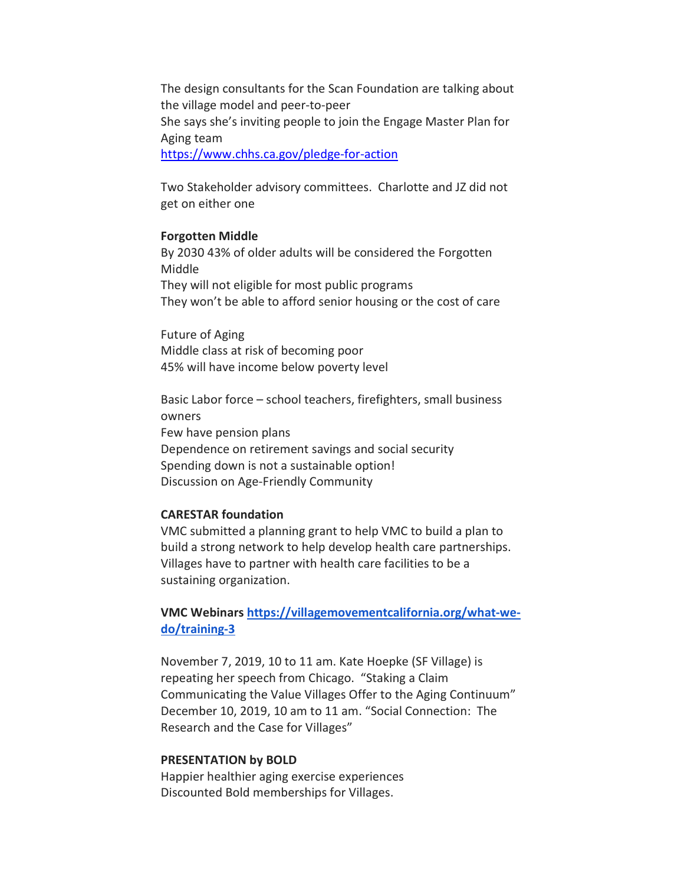The design consultants for the Scan Foundation are talking about the village model and peer-to-peer
She says she's inviting people to join the Engage Master Plan for Aging team
https://www.chhs.ca.gov/pledge-for-action

Two Stakeholder advisory committees. Charlotte and JZ did not get on either one

**Forgotten Middle**
By 2030 43% of older adults will be considered the Forgotten Middle
They will not eligible for most public programs
They won't be able to afford senior housing or the cost of care

Future of Aging
Middle class at risk of becoming poor
45% will have income below poverty level

Basic Labor force – school teachers, firefighters, small business owners
Few have pension plans
Dependence on retirement savings and social security
Spending down is not a sustainable option!
Discussion on Age-Friendly Community

**CARESTAR foundation**
VMC submitted a planning grant to help VMC to build a plan to build a strong network to help develop health care partnerships. Villages have to partner with health care facilities to be a sustaining organization.

**VMC Webinars https://villagemovementcalifornia.org/what-we-do/training-3**

November 7, 2019, 10 to 11 am. Kate Hoepke (SF Village) is repeating her speech from Chicago. "Staking a Claim Communicating the Value Villages Offer to the Aging Continuum"
December 10, 2019, 10 am to 11 am. "Social Connection: The Research and the Case for Villages"

**PRESENTATION by BOLD**
Happier healthier aging exercise experiences
Discounted Bold memberships for Villages.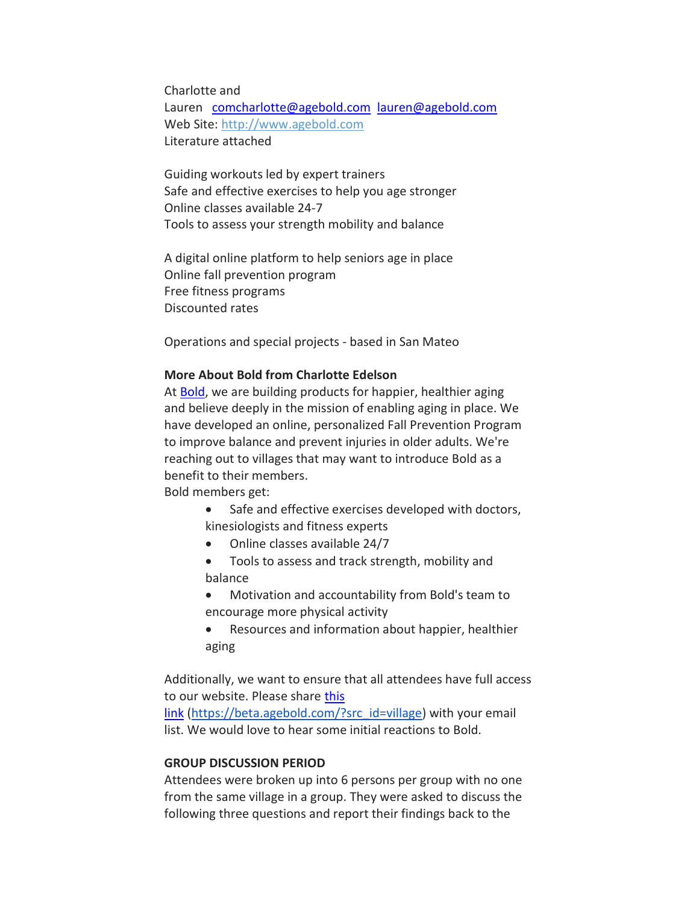Charlotte and
Lauren  comcharlotte@agebold.com  lauren@agebold.com
Web Site: http://www.agebold.com
Literature attached

Guiding workouts led by expert trainers
Safe and effective exercises to help you age stronger
Online classes available 24-7
Tools to assess your strength mobility and balance

A digital online platform to help seniors age in place
Online fall prevention program
Free fitness programs
Discounted rates

Operations and special projects - based in San Mateo

**More About Bold from Charlotte Edelson**
At Bold, we are building products for happier, healthier aging and believe deeply in the mission of enabling aging in place. We have developed an online, personalized Fall Prevention Program to improve balance and prevent injuries in older adults. We're reaching out to villages that may want to introduce Bold as a benefit to their members.
Bold members get:

- Safe and effective exercises developed with doctors, kinesiologists and fitness experts
- Online classes available 24/7
- Tools to assess and track strength, mobility and balance
- Motivation and accountability from Bold's team to encourage more physical activity
- Resources and information about happier, healthier aging

Additionally, we want to ensure that all attendees have full access to our website. Please share this link (https://beta.agebold.com/?src_id=village) with your email list. We would love to hear some initial reactions to Bold.

**GROUP DISCUSSION PERIOD**
Attendees were broken up into 6 persons per group with no one from the same village in a group. They were asked to discuss the following three questions and report their findings back to the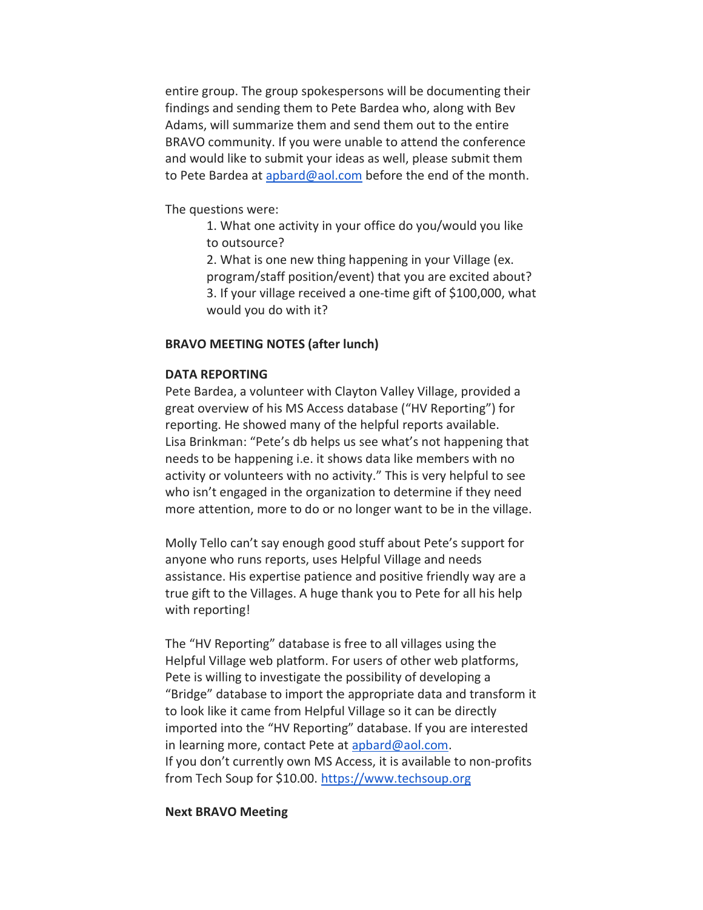entire group. The group spokespersons will be documenting their findings and sending them to Pete Bardea who, along with Bev Adams, will summarize them and send them out to the entire BRAVO community. If you were unable to attend the conference and would like to submit your ideas as well, please submit them to Pete Bardea at [apbard@aol.com](mailto:apbard@aol.com) before the end of the month.

The questions were:

1. What one activity in your office do you/would you like to outsource?
2. What is one new thing happening in your Village (ex. program/staff position/event) that you are excited about?
3. If your village received a one-time gift of $100,000, what would you do with it?

**BRAVO MEETING NOTES (after lunch)**

**DATA REPORTING**

Pete Bardea, a volunteer with Clayton Valley Village, provided a great overview of his MS Access database ("HV Reporting") for reporting. He showed many of the helpful reports available.
Lisa Brinkman: "Pete's db helps us see what's not happening that needs to be happening i.e. it shows data like members with no activity or volunteers with no activity." This is very helpful to see who isn't engaged in the organization to determine if they need more attention, more to do or no longer want to be in the village.

Molly Tello can't say enough good stuff about Pete's support for anyone who runs reports, uses Helpful Village and needs assistance. His expertise patience and positive friendly way are a true gift to the Villages. A huge thank you to Pete for all his help with reporting!

The "HV Reporting" database is free to all villages using the Helpful Village web platform. For users of other web platforms, Pete is willing to investigate the possibility of developing a "Bridge" database to import the appropriate data and transform it to look like it came from Helpful Village so it can be directly imported into the "HV Reporting" database. If you are interested in learning more, contact Pete at [apbard@aol.com](mailto:apbard@aol.com).
If you don't currently own MS Access, it is available to non-profits from Tech Soup for $10.00. [https://www.techsoup.org](https://www.techsoup.org)

**Next BRAVO Meeting**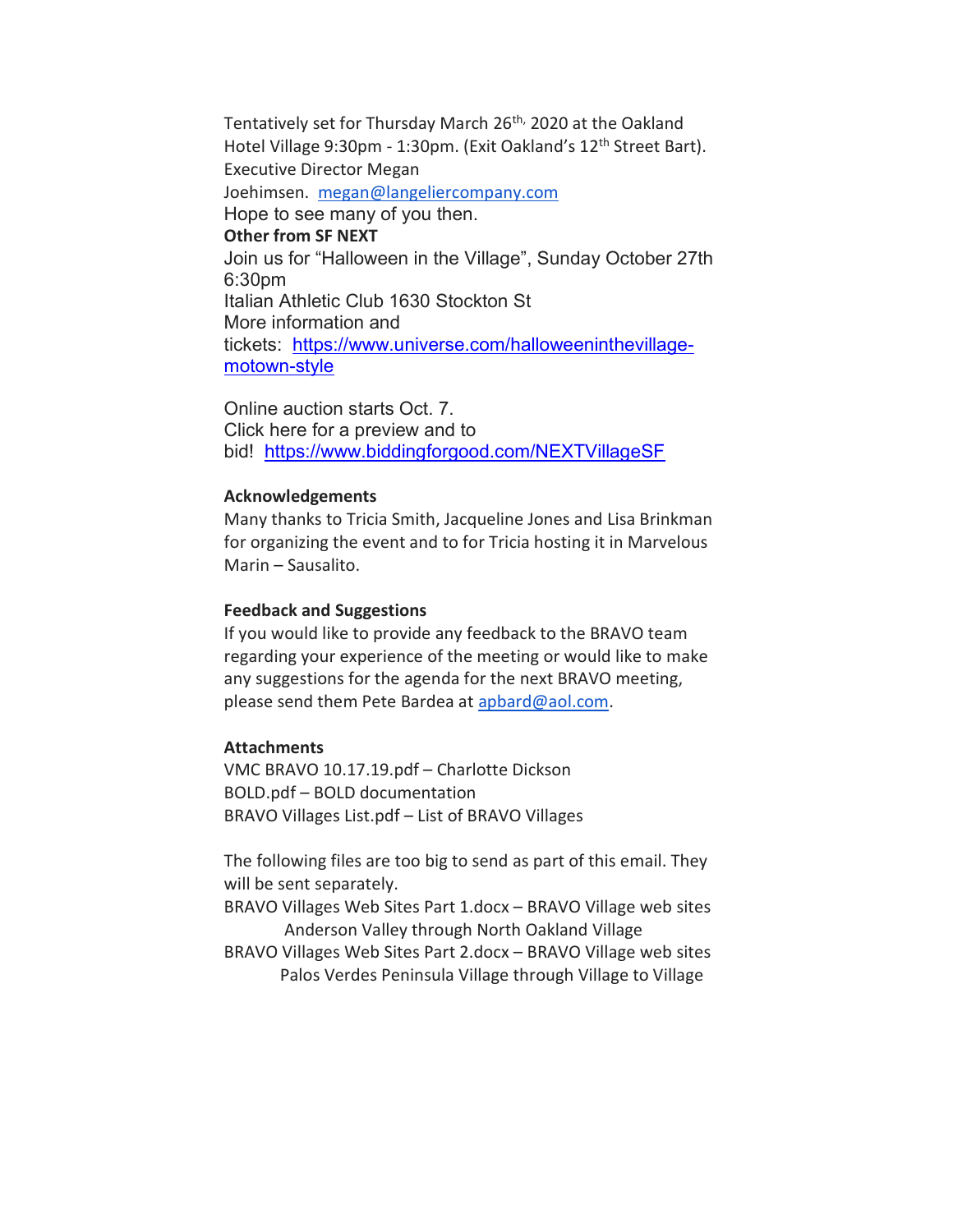Tentatively set for Thursday March 26th, 2020 at the Oakland Hotel Village 9:30pm - 1:30pm. (Exit Oakland's 12th Street Bart). Executive Director Megan Joehimsen. megan@langeliercompany.com

Hope to see many of you then.

**Other from SF NEXT**

Join us for "Halloween in the Village", Sunday October 27th 6:30pm

Italian Athletic Club 1630 Stockton St

More information and tickets: https://www.universe.com/halloweeninthevillage-motown-style

Online auction starts Oct. 7.

Click here for a preview and to bid! https://www.biddingforgood.com/NEXTVillageSF

**Acknowledgements**

Many thanks to Tricia Smith, Jacqueline Jones and Lisa Brinkman for organizing the event and to for Tricia hosting it in Marvelous Marin – Sausalito.

**Feedback and Suggestions**

If you would like to provide any feedback to the BRAVO team regarding your experience of the meeting or would like to make any suggestions for the agenda for the next BRAVO meeting, please send them Pete Bardea at apbard@aol.com.

**Attachments**

VMC BRAVO 10.17.19.pdf – Charlotte Dickson
BOLD.pdf – BOLD documentation
BRAVO Villages List.pdf – List of BRAVO Villages

The following files are too big to send as part of this email. They will be sent separately.

BRAVO Villages Web Sites Part 1.docx – BRAVO Village web sites Anderson Valley through North Oakland Village
BRAVO Villages Web Sites Part 2.docx – BRAVO Village web sites Palos Verdes Peninsula Village through Village to Village